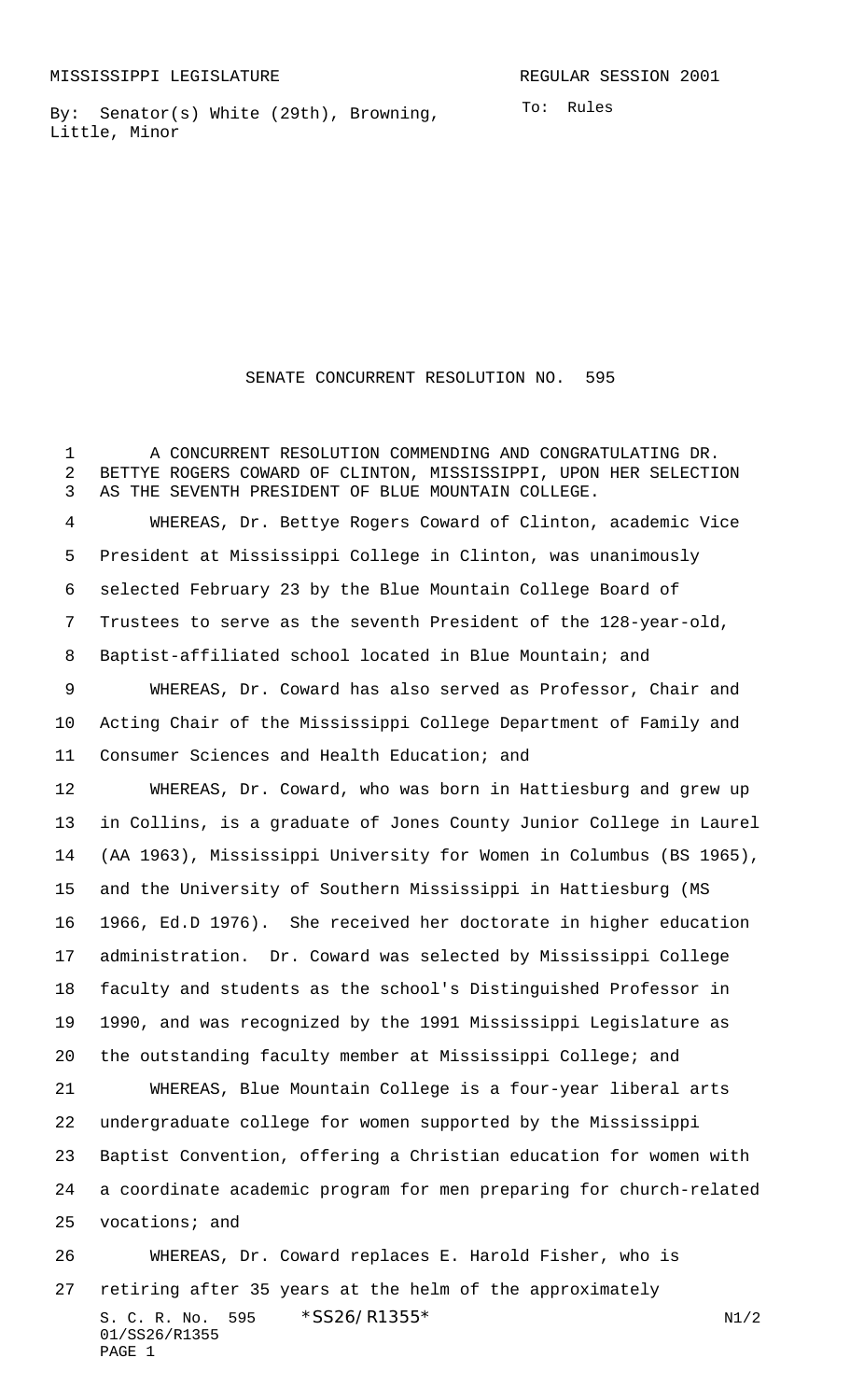MISSISSIPPI LEGISLATURE REGULAR SESSION 2001

By: Senator(s) White (29th), Browning, Little, Minor

To: Rules

# SENATE CONCURRENT RESOLUTION NO. 595

A CONCURRENT RESOLUTION COMMENDING AND CONGRATULATING DR. BETTYE ROGERS COWARD OF CLINTON, MISSISSIPPI, UPON HER SELECTION AS THE SEVENTH PRESIDENT OF BLUE MOUNTAIN COLLEGE.

WHEREAS, Dr. Bettye Rogers Coward of Clinton, academic Vice President at Mississippi College in Clinton, was unanimously selected February 23 by the Blue Mountain College Board of Trustees to serve as the seventh President of the 128-year-old, Baptist-affiliated school located in Blue Mountain; and

WHEREAS, Dr. Coward has also served as Professor, Chair and Acting Chair of the Mississippi College Department of Family and Consumer Sciences and Health Education; and

WHEREAS, Dr. Coward, who was born in Hattiesburg and grew up in Collins, is a graduate of Jones County Junior College in Laurel (AA 1963), Mississippi University for Women in Columbus (BS 1965), and the University of Southern Mississippi in Hattiesburg (MS 1966, Ed.D 1976). She received her doctorate in higher education administration. Dr. Coward was selected by Mississippi College faculty and students as the school's Distinguished Professor in 1990, and was recognized by the 1991 Mississippi Legislature as the outstanding faculty member at Mississippi College; and

WHEREAS, Blue Mountain College is a four-year liberal arts undergraduate college for women supported by the Mississippi Baptist Convention, offering a Christian education for women with a coordinate academic program for men preparing for church-related vocations; and

WHEREAS, Dr. Coward replaces E. Harold Fisher, who is retiring after 35 years at the helm of the approximately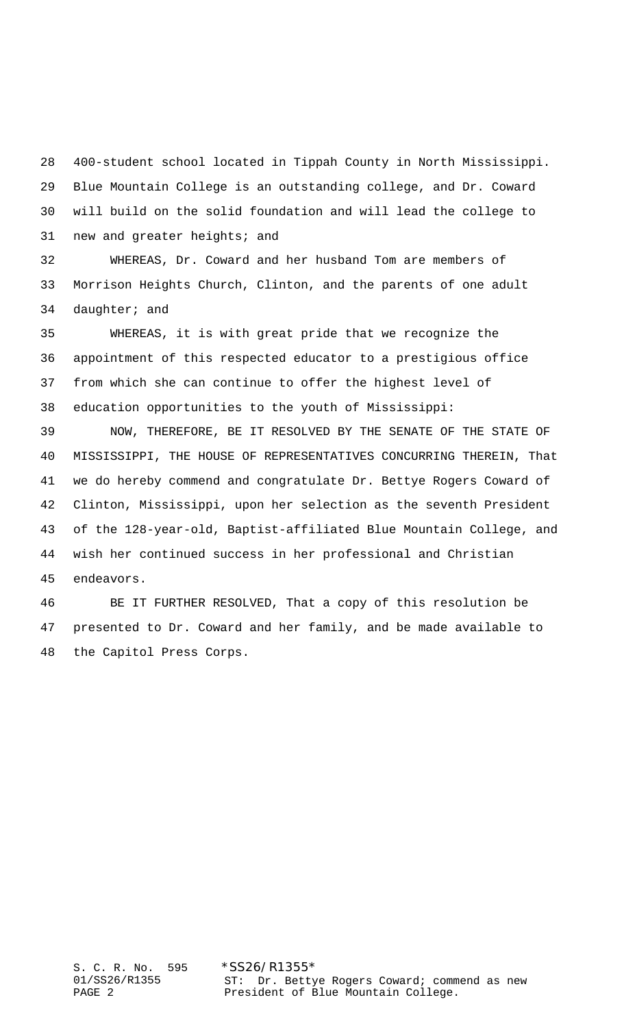400-student school located in Tippah County in North Mississippi. Blue Mountain College is an outstanding college, and Dr. Coward will build on the solid foundation and will lead the college to new and greater heights; and

WHEREAS, Dr. Coward and her husband Tom are members of Morrison Heights Church, Clinton, and the parents of one adult daughter; and

WHEREAS, it is with great pride that we recognize the appointment of this respected educator to a prestigious office from which she can continue to offer the highest level of education opportunities to the youth of Mississippi:

NOW, THEREFORE, BE IT RESOLVED BY THE SENATE OF THE STATE OF MISSISSIPPI, THE HOUSE OF REPRESENTATIVES CONCURRING THEREIN, That we do hereby commend and congratulate Dr. Bettye Rogers Coward of Clinton, Mississippi, upon her selection as the seventh President of the 128-year-old, Baptist-affiliated Blue Mountain College, and wish her continued success in her professional and Christian endeavors.

BE IT FURTHER RESOLVED, That a copy of this resolution be presented to Dr. Coward and her family, and be made available to the Capitol Press Corps.